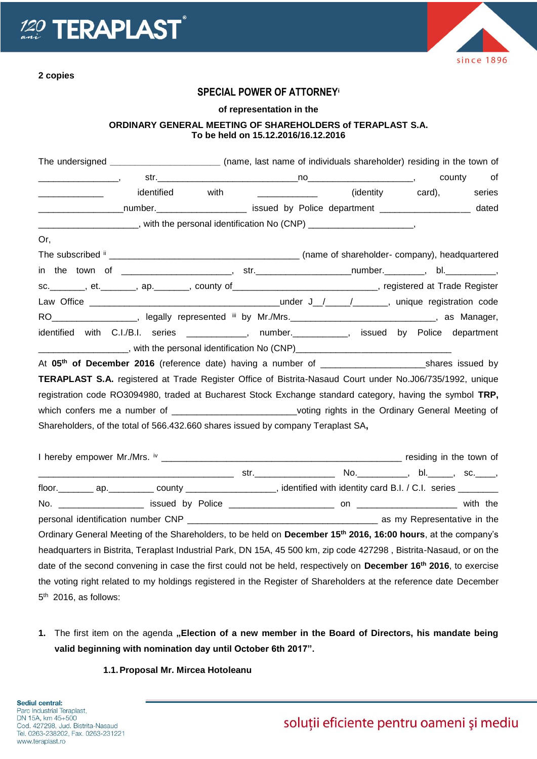2 copies

## SPECIAL POWER OF ATTORNEY[i]

**of representation in the**

**ORDINARY GENERAL MEETING OF SHAREHOLDERS of TERAPLAST S.A.**
**To be held on 15.12.2016/16.12.2016**

The undersigned ______________________ (name, last name of individuals shareholder) residing in the town of ________________, str.____________________________no_____________________, county of _____________ identified with ____________ (identity card), series _________________number._________________ issued by Police department __________________ dated ____________________, with the personal identification No (CNP) _____________________,

Or,

The subscribed [ii] _______________________________________ (name of shareholder- company), headquartered in the town of ______________________, str.__________________number._______, bl.__________, sc._______, et._______, ap._______, county of_______________________________, registered at Trade Register Law Office _______________________________________under J__/_____/_______, unique registration code RO_________________, legally represented [iii] by Mr./Mrs._____________________________, as Manager, identified with C.I./B.I. series ___________, number.___________, issued by Police department _________________, with the personal identification No (CNP)________________________________

At **05th of December 2016** (reference date) having a number of ____________________shares issued by **TERAPLAST S.A.** registered at Trade Register Office of Bistrita-Nasaud Court under No.J06/735/1992, unique registration code RO3094980, traded at Bucharest Stock Exchange standard category, having the symbol **TRP,** which confers me a number of _______________________voting rights in the Ordinary General Meeting of Shareholders, of the total of 566.432.660 shares issued by company Teraplast SA**,**

I hereby empower Mr./Mrs. [iv] _________________________________________________ residing in the town of ________________________________________ str._______________ No._________, bl._____, sc.____, floor._______ ap._________ county _________________, identified with identity card B.I. / C.I. series ________ No. _________________ issued by Police _____________________ on ___________________ with the personal identification number CNP ______________________________________ as my Representative in the Ordinary General Meeting of the Shareholders, to be held on **December 15th 2016, 16:00 hours**, at the company's headquarters in Bistrita, Teraplast Industrial Park, DN 15A, 45 500 km, zip code 427298 , Bistrita-Nasaud, or on the date of the second convening in case the first could not be held, respectively on **December 16th 2016**, to exercise the voting right related to my holdings registered in the Register of Shareholders at the reference date December 5th 2016, as follows:

1. The first item on the agenda **„Election of a new member in the Board of Directors, his mandate being valid beginning with nomination day until October 6th 2017".**

   **1.1. Proposal Mr. Mircea Hotoleanu**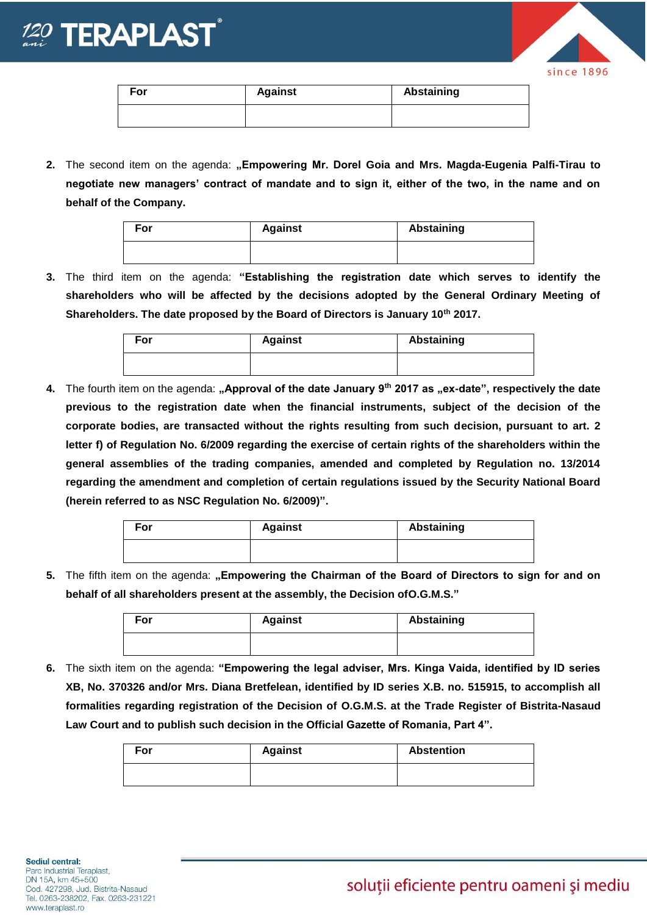| For | Against | Abstaining |
| --- | --- | --- |
| | | |

2. The second item on the agenda: **„Empowering Mr. Dorel Goia and Mrs. Magda-Eugenia Palfi-Tirau to negotiate new managers' contract of mandate and to sign it, either of the two, in the name and on behalf of the Company.**

| For | Against | Abstaining |
| --- | --- | --- |
| | | |

3. The third item on the agenda: **"Establishing the registration date which serves to identify the shareholders who will be affected by the decisions adopted by the General Ordinary Meeting of Shareholders. The date proposed by the Board of Directors is January 10th 2017.**

| For | Against | Abstaining |
| --- | --- | --- |
| | | |

4. The fourth item on the agenda: **„Approval of the date January 9th 2017 as „ex-date", respectively the date previous to the registration date when the financial instruments, subject of the decision of the corporate bodies, are transacted without the rights resulting from such decision, pursuant to art. 2 letter f) of Regulation No. 6/2009 regarding the exercise of certain rights of the shareholders within the general assemblies of the trading companies, amended and completed by Regulation no. 13/2014 regarding the amendment and completion of certain regulations issued by the Security National Board (herein referred to as NSC Regulation No. 6/2009)".**

| For | Against | Abstaining |
| --- | --- | --- |
| | | |

5. The fifth item on the agenda: **„Empowering the Chairman of the Board of Directors to sign for and on behalf of all shareholders present at the assembly, the Decision ofO.G.M.S."**

| For | Against | Abstaining |
| --- | --- | --- |
| | | |

6. The sixth item on the agenda: **"Empowering the legal adviser, Mrs. Kinga Vaida, identified by ID series XB, No. 370326 and/or Mrs. Diana Bretfelean, identified by ID series X.B. no. 515915, to accomplish all formalities regarding registration of the Decision of O.G.M.S. at the Trade Register of Bistrita-Nasaud Law Court and to publish such decision in the Official Gazette of Romania, Part 4".**

| For | Against | Abstention |
| --- | --- | --- |
| | | |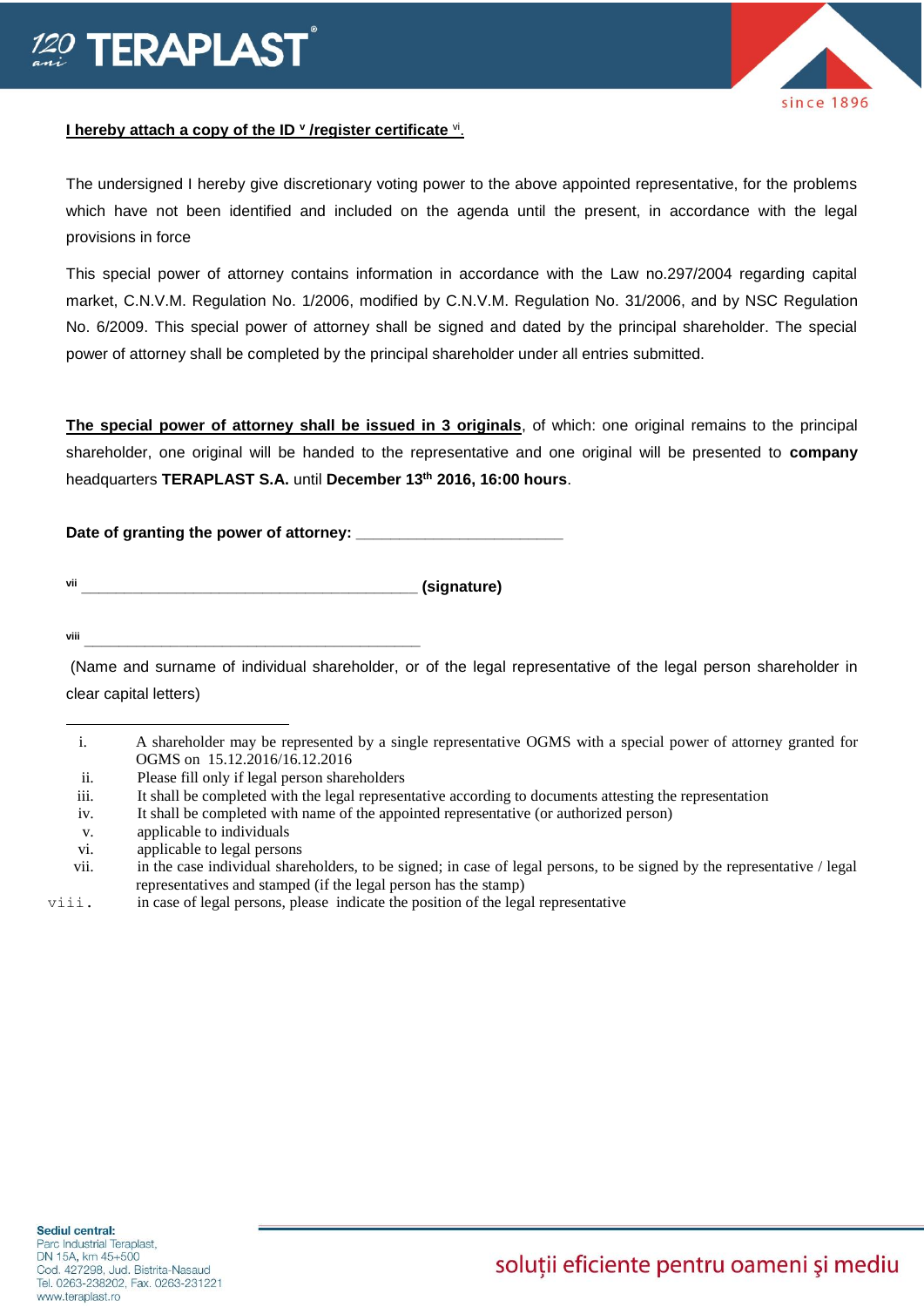**I hereby attach a copy of the ID [v] /register certificate [vi].**

The undersigned I hereby give discretionary voting power to the above appointed representative, for the problems which have not been identified and included on the agenda until the present, in accordance with the legal provisions in force

This special power of attorney contains information in accordance with the Law no.297/2004 regarding capital market, C.N.V.M. Regulation No. 1/2006, modified by C.N.V.M. Regulation No. 31/2006, and by NSC Regulation No. 6/2009. This special power of attorney shall be signed and dated by the principal shareholder. The special power of attorney shall be completed by the principal shareholder under all entries submitted.

**The special power of attorney shall be issued in 3 originals**, of which: one original remains to the principal shareholder, one original will be handed to the representative and one original will be presented to **company** headquarters **TERAPLAST S.A.** until **December 13th 2016, 16:00 hours**.

**Date of granting the power of attorney:** ________________________

[vii] ________________________________________ **(signature)**

[viii] ________________________________________

(Name and surname of individual shareholder, or of the legal representative of the legal person shareholder in clear capital letters)

---

i. A shareholder may be represented by a single representative OGMS with a special power of attorney granted for OGMS on 15.12.2016/16.12.2016
ii. Please fill only if legal person shareholders
iii. It shall be completed with the legal representative according to documents attesting the representation
iv. It shall be completed with name of the appointed representative (or authorized person)
v. applicable to individuals
vi. applicable to legal persons
vii. in the case individual shareholders, to be signed; in case of legal persons, to be signed by the representative / legal representatives and stamped (if the legal person has the stamp)
viii. in case of legal persons, please indicate the position of the legal representative